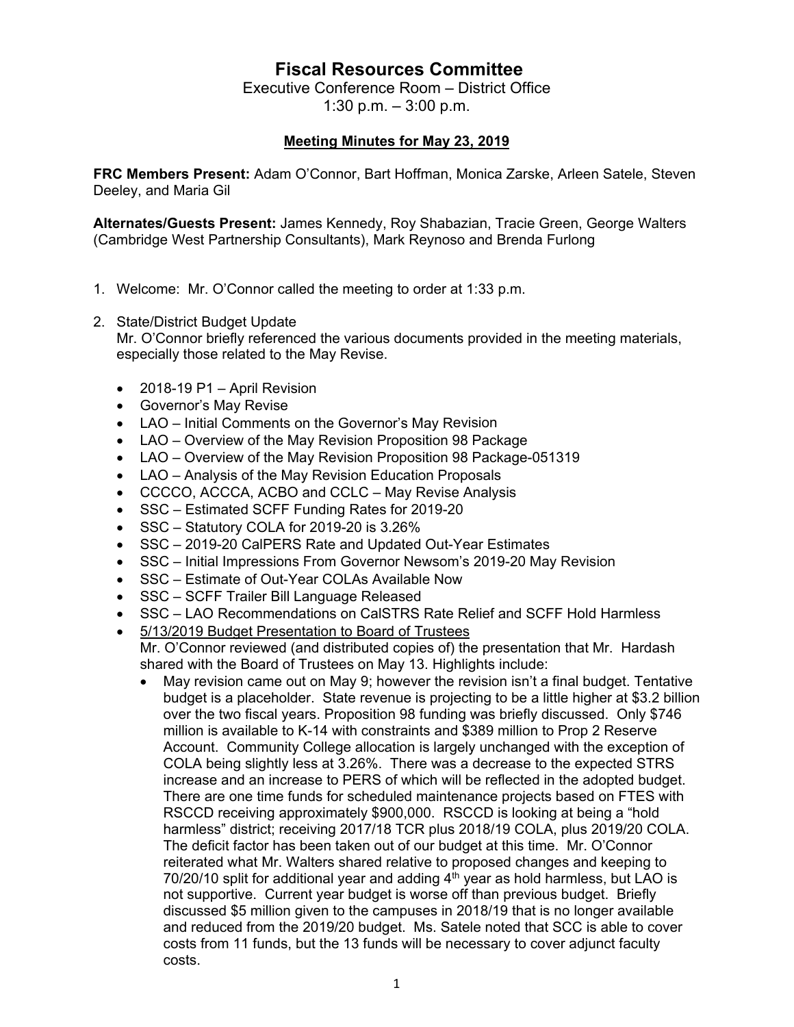# Fiscal Resources Committee

Executive Conference Room – District Office
1:30 p.m. – 3:00 p.m.

**Meeting Minutes for May 23, 2019**

**FRC Members Present:** Adam O'Connor, Bart Hoffman, Monica Zarske, Arleen Satele, Steven Deeley, and Maria Gil

**Alternates/Guests Present:** James Kennedy, Roy Shabazian, Tracie Green, George Walters (Cambridge West Partnership Consultants), Mark Reynoso and Brenda Furlong

1. Welcome: Mr. O'Connor called the meeting to order at 1:33 p.m.

2. State/District Budget Update
   Mr. O'Connor briefly referenced the various documents provided in the meeting materials, especially those related to the May Revise.

   - 2018-19 P1 – April Revision
   - Governor's May Revise
   - LAO – Initial Comments on the Governor's May Revision
   - LAO – Overview of the May Revision Proposition 98 Package
   - LAO – Overview of the May Revision Proposition 98 Package-051319
   - LAO – Analysis of the May Revision Education Proposals
   - CCCCO, ACCCA, ACBO and CCLC – May Revise Analysis
   - SSC – Estimated SCFF Funding Rates for 2019-20
   - SSC – Statutory COLA for 2019-20 is 3.26%
   - SSC – 2019-20 CalPERS Rate and Updated Out-Year Estimates
   - SSC – Initial Impressions From Governor Newsom's 2019-20 May Revision
   - SSC – Estimate of Out-Year COLAs Available Now
   - SSC – SCFF Trailer Bill Language Released
   - SSC – LAO Recommendations on CalSTRS Rate Relief and SCFF Hold Harmless
   - <u>5/13/2019 Budget Presentation to Board of Trustees</u>
     Mr. O'Connor reviewed (and distributed copies of) the presentation that Mr. Hardash shared with the Board of Trustees on May 13. Highlights include:
     - May revision came out on May 9; however the revision isn't a final budget. Tentative budget is a placeholder. State revenue is projecting to be a little higher at $3.2 billion over the two fiscal years. Proposition 98 funding was briefly discussed. Only $746 million is available to K-14 with constraints and $389 million to Prop 2 Reserve Account. Community College allocation is largely unchanged with the exception of COLA being slightly less at 3.26%. There was a decrease to the expected STRS increase and an increase to PERS of which will be reflected in the adopted budget. There are one time funds for scheduled maintenance projects based on FTES with RSCCD receiving approximately $900,000. RSCCD is looking at being a "hold harmless" district; receiving 2017/18 TCR plus 2018/19 COLA, plus 2019/20 COLA. The deficit factor has been taken out of our budget at this time. Mr. O'Connor reiterated what Mr. Walters shared relative to proposed changes and keeping to 70/20/10 split for additional year and adding 4th year as hold harmless, but LAO is not supportive. Current year budget is worse off than previous budget. Briefly discussed $5 million given to the campuses in 2018/19 that is no longer available and reduced from the 2019/20 budget. Ms. Satele noted that SCC is able to cover costs from 11 funds, but the 13 funds will be necessary to cover adjunct faculty costs.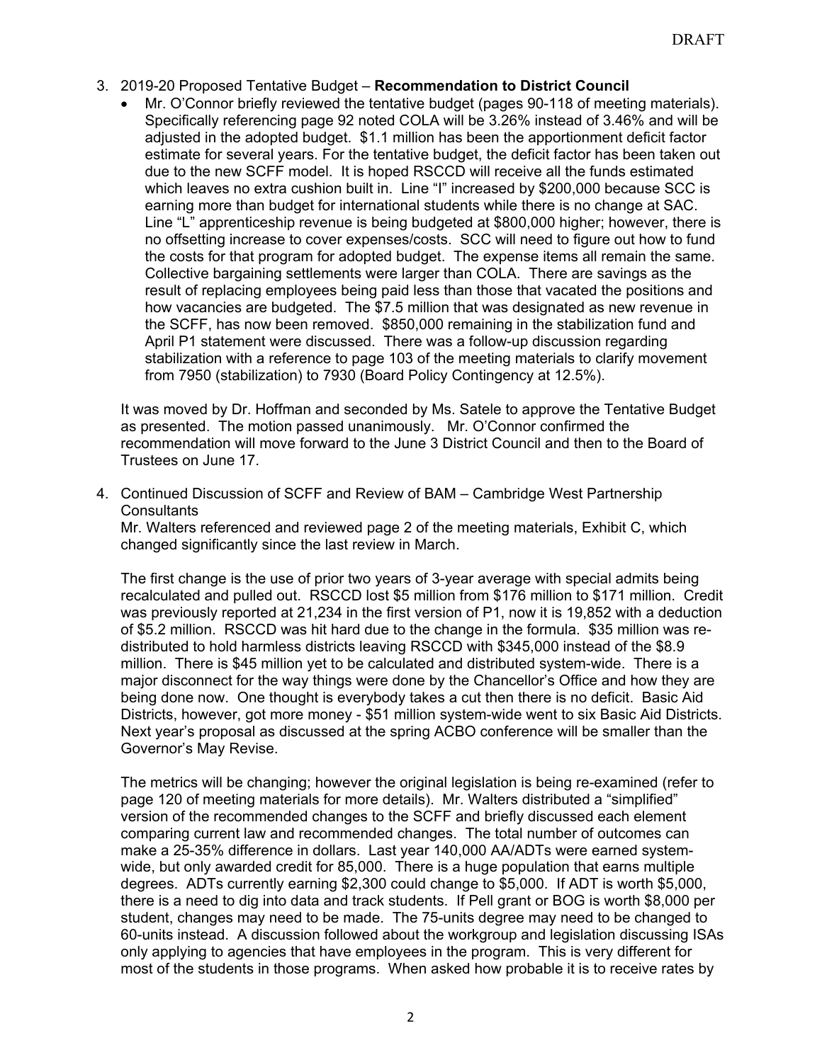DRAFT

3. 2019-20 Proposed Tentative Budget – **Recommendation to District Council**
   - Mr. O'Connor briefly reviewed the tentative budget (pages 90-118 of meeting materials). Specifically referencing page 92 noted COLA will be 3.26% instead of 3.46% and will be adjusted in the adopted budget. $1.1 million has been the apportionment deficit factor estimate for several years. For the tentative budget, the deficit factor has been taken out due to the new SCFF model. It is hoped RSCCD will receive all the funds estimated which leaves no extra cushion built in. Line "I" increased by $200,000 because SCC is earning more than budget for international students while there is no change at SAC. Line "L" apprenticeship revenue is being budgeted at $800,000 higher; however, there is no offsetting increase to cover expenses/costs. SCC will need to figure out how to fund the costs for that program for adopted budget. The expense items all remain the same. Collective bargaining settlements were larger than COLA. There are savings as the result of replacing employees being paid less than those that vacated the positions and how vacancies are budgeted. The $7.5 million that was designated as new revenue in the SCFF, has now been removed. $850,000 remaining in the stabilization fund and April P1 statement were discussed. There was a follow-up discussion regarding stabilization with a reference to page 103 of the meeting materials to clarify movement from 7950 (stabilization) to 7930 (Board Policy Contingency at 12.5%).

   It was moved by Dr. Hoffman and seconded by Ms. Satele to approve the Tentative Budget as presented. The motion passed unanimously. Mr. O'Connor confirmed the recommendation will move forward to the June 3 District Council and then to the Board of Trustees on June 17.

4. Continued Discussion of SCFF and Review of BAM – Cambridge West Partnership Consultants
   Mr. Walters referenced and reviewed page 2 of the meeting materials, Exhibit C, which changed significantly since the last review in March.

   The first change is the use of prior two years of 3-year average with special admits being recalculated and pulled out. RSCCD lost $5 million from $176 million to $171 million. Credit was previously reported at 21,234 in the first version of P1, now it is 19,852 with a deduction of $5.2 million. RSCCD was hit hard due to the change in the formula. $35 million was re-distributed to hold harmless districts leaving RSCCD with $345,000 instead of the $8.9 million. There is $45 million yet to be calculated and distributed system-wide. There is a major disconnect for the way things were done by the Chancellor's Office and how they are being done now. One thought is everybody takes a cut then there is no deficit. Basic Aid Districts, however, got more money - $51 million system-wide went to six Basic Aid Districts. Next year's proposal as discussed at the spring ACBO conference will be smaller than the Governor's May Revise.

   The metrics will be changing; however the original legislation is being re-examined (refer to page 120 of meeting materials for more details). Mr. Walters distributed a "simplified" version of the recommended changes to the SCFF and briefly discussed each element comparing current law and recommended changes. The total number of outcomes can make a 25-35% difference in dollars. Last year 140,000 AA/ADTs were earned system-wide, but only awarded credit for 85,000. There is a huge population that earns multiple degrees. ADTs currently earning $2,300 could change to $5,000. If ADT is worth $5,000, there is a need to dig into data and track students. If Pell grant or BOG is worth $8,000 per student, changes may need to be made. The 75-units degree may need to be changed to 60-units instead. A discussion followed about the workgroup and legislation discussing ISAs only applying to agencies that have employees in the program. This is very different for most of the students in those programs. When asked how probable it is to receive rates by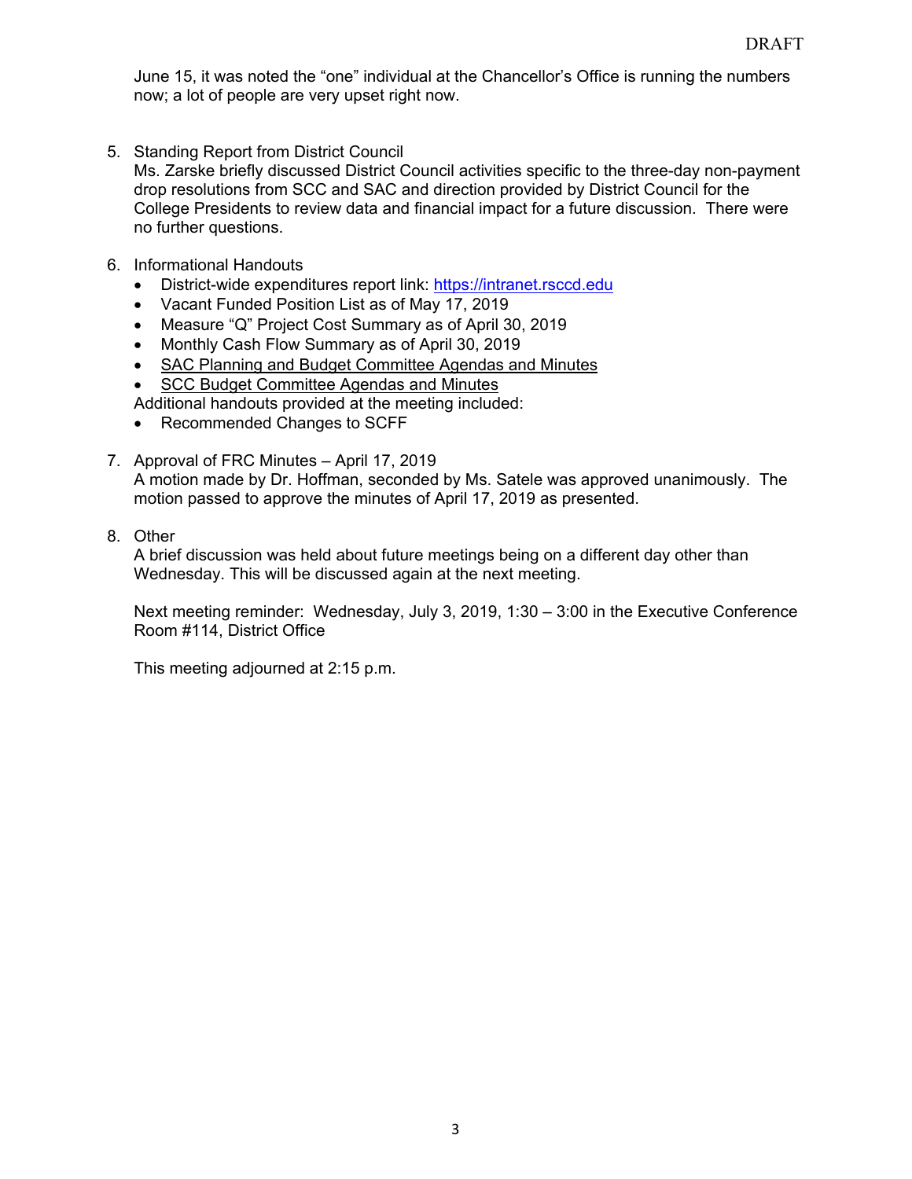June 15, it was noted the "one" individual at the Chancellor's Office is running the numbers now; a lot of people are very upset right now.

5. Standing Report from District Council
   Ms. Zarske briefly discussed District Council activities specific to the three-day non-payment drop resolutions from SCC and SAC and direction provided by District Council for the College Presidents to review data and financial impact for a future discussion. There were no further questions.

6. Informational Handouts
   - District-wide expenditures report link: https://intranet.rsccd.edu
   - Vacant Funded Position List as of May 17, 2019
   - Measure "Q" Project Cost Summary as of April 30, 2019
   - Monthly Cash Flow Summary as of April 30, 2019
   - SAC Planning and Budget Committee Agendas and Minutes
   - SCC Budget Committee Agendas and Minutes

   Additional handouts provided at the meeting included:
   - Recommended Changes to SCFF

7. Approval of FRC Minutes – April 17, 2019
   A motion made by Dr. Hoffman, seconded by Ms. Satele was approved unanimously. The motion passed to approve the minutes of April 17, 2019 as presented.

8. Other
   A brief discussion was held about future meetings being on a different day other than Wednesday. This will be discussed again at the next meeting.

   Next meeting reminder: Wednesday, July 3, 2019, 1:30 – 3:00 in the Executive Conference Room #114, District Office

   This meeting adjourned at 2:15 p.m.